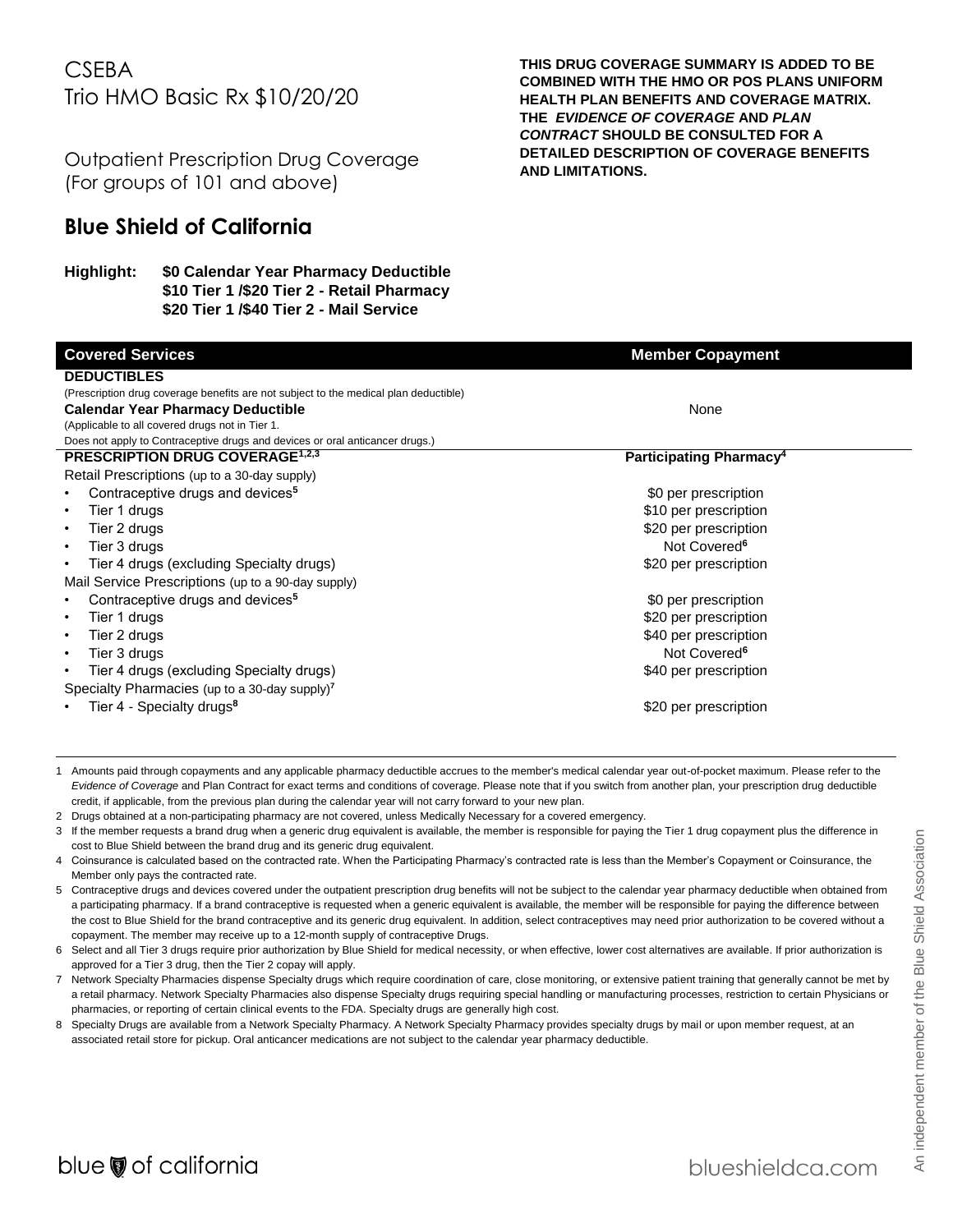# CSEBA
# Trio HMO Basic Rx $10/20/20

## Outpatient Prescription Drug Coverage (For groups of 101 and above)

**THIS DRUG COVERAGE SUMMARY IS ADDED TO BE COMBINED WITH THE HMO OR POS PLANS UNIFORM HEALTH PLAN BENEFITS AND COVERAGE MATRIX. THE *EVIDENCE OF COVERAGE* AND *PLAN CONTRACT* SHOULD BE CONSULTED FOR A DETAILED DESCRIPTION OF COVERAGE BENEFITS AND LIMITATIONS.**

## Blue Shield of California

**Highlight:** **$0 Calendar Year Pharmacy Deductible**
**$10 Tier 1 /$20 Tier 2 - Retail Pharmacy**
**$20 Tier 1 /$40 Tier 2 - Mail Service**

| Covered Services | Member Copayment |
|---|---|
| **DEDUCTIBLES** | |
| (Prescription drug coverage benefits are not subject to the medical plan deductible) | |
| **Calendar Year Pharmacy Deductible** (Applicable to all covered drugs not in Tier 1. Does not apply to Contraceptive drugs and devices or oral anticancer drugs.) | None |
| **PRESCRIPTION DRUG COVERAGE[1,2,3]** | **Participating Pharmacy[4]** |
| Retail Prescriptions (up to a 30-day supply) | |
| • Contraceptive drugs and devices[5] | $0 per prescription |
| • Tier 1 drugs | $10 per prescription |
| • Tier 2 drugs | $20 per prescription |
| • Tier 3 drugs | Not Covered[6] |
| • Tier 4 drugs (excluding Specialty drugs) | $20 per prescription |
| Mail Service Prescriptions (up to a 90-day supply) | |
| • Contraceptive drugs and devices[5] | $0 per prescription |
| • Tier 1 drugs | $20 per prescription |
| • Tier 2 drugs | $40 per prescription |
| • Tier 3 drugs | Not Covered[6] |
| • Tier 4 drugs (excluding Specialty drugs) | $40 per prescription |
| Specialty Pharmacies (up to a 30-day supply)[7] | |
| • Tier 4 - Specialty drugs[8] | $20 per prescription |

1 Amounts paid through copayments and any applicable pharmacy deductible accrues to the member's medical calendar year out-of-pocket maximum. Please refer to the *Evidence of Coverage* and Plan Contract for exact terms and conditions of coverage. Please note that if you switch from another plan, your prescription drug deductible credit, if applicable, from the previous plan during the calendar year will not carry forward to your new plan.

2 Drugs obtained at a non-participating pharmacy are not covered, unless Medically Necessary for a covered emergency.

3 If the member requests a brand drug when a generic drug equivalent is available, the member is responsible for paying the Tier 1 drug copayment plus the difference in cost to Blue Shield between the brand drug and its generic drug equivalent.

4 Coinsurance is calculated based on the contracted rate. When the Participating Pharmacy's contracted rate is less than the Member's Copayment or Coinsurance, the Member only pays the contracted rate.

5 Contraceptive drugs and devices covered under the outpatient prescription drug benefits will not be subject to the calendar year pharmacy deductible when obtained from a participating pharmacy. If a brand contraceptive is requested when a generic equivalent is available, the member will be responsible for paying the difference between the cost to Blue Shield for the brand contraceptive and its generic drug equivalent. In addition, select contraceptives may need prior authorization to be covered without a copayment. The member may receive up to a 12-month supply of contraceptive Drugs.

6 Select and all Tier 3 drugs require prior authorization by Blue Shield for medical necessity, or when effective, lower cost alternatives are available. If prior authorization is approved for a Tier 3 drug, then the Tier 2 copay will apply.

7 Network Specialty Pharmacies dispense Specialty drugs which require coordination of care, close monitoring, or extensive patient training that generally cannot be met by a retail pharmacy. Network Specialty Pharmacies also dispense Specialty drugs requiring special handling or manufacturing processes, restriction to certain Physicians or pharmacies, or reporting of certain clinical events to the FDA. Specialty drugs are generally high cost.

8 Specialty Drugs are available from a Network Specialty Pharmacy. A Network Specialty Pharmacy provides specialty drugs by mail or upon member request, at an associated retail store for pickup. Oral anticancer medications are not subject to the calendar year pharmacy deductible.

An independent member of the Blue Shield Association

blue of california

blueshieldca.com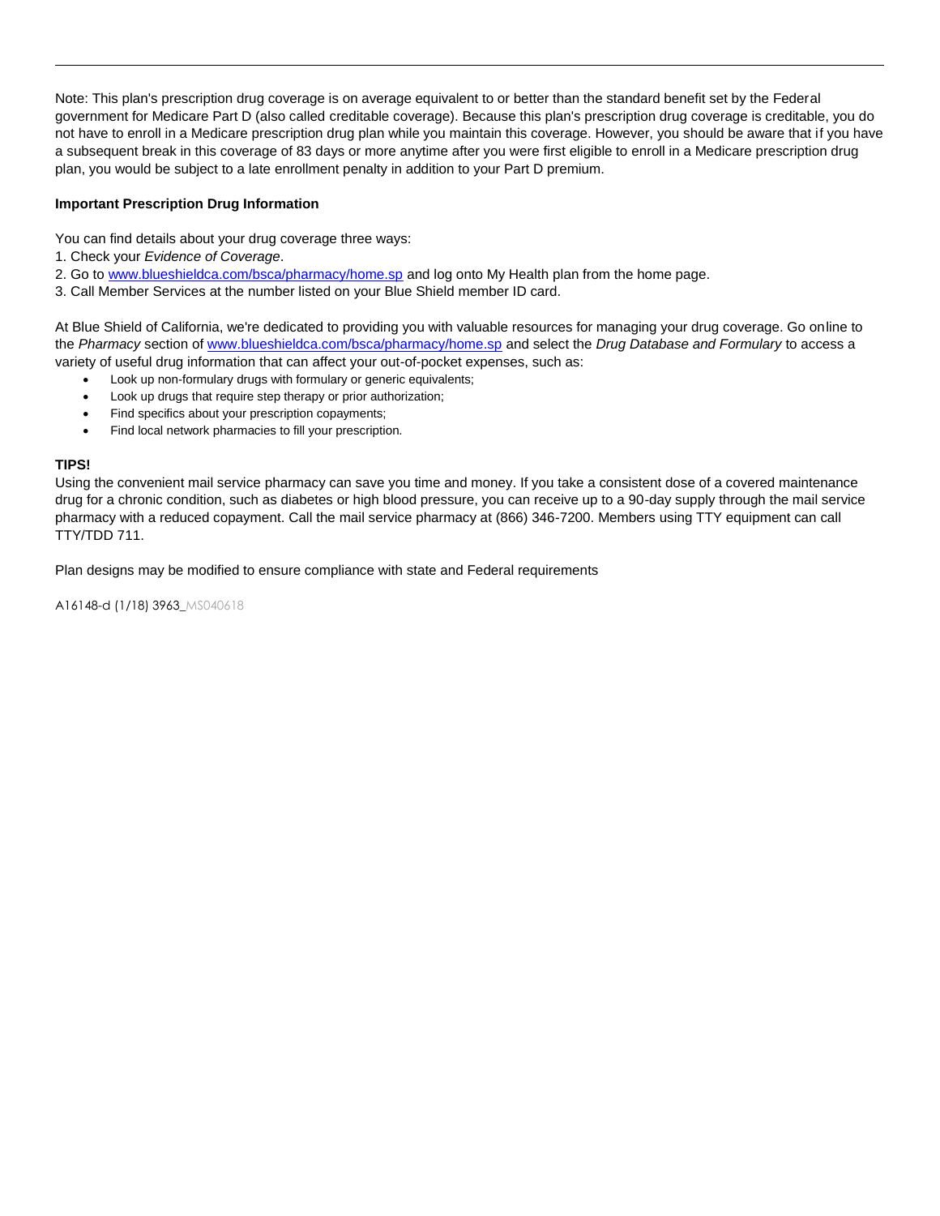Note: This plan's prescription drug coverage is on average equivalent to or better than the standard benefit set by the Federal government for Medicare Part D (also called creditable coverage). Because this plan's prescription drug coverage is creditable, you do not have to enroll in a Medicare prescription drug plan while you maintain this coverage. However, you should be aware that if you have a subsequent break in this coverage of 83 days or more anytime after you were first eligible to enroll in a Medicare prescription drug plan, you would be subject to a late enrollment penalty in addition to your Part D premium.

**Important Prescription Drug Information**

You can find details about your drug coverage three ways:

1. Check your *Evidence of Coverage*.
2. Go to www.blueshieldca.com/bsca/pharmacy/home.sp and log onto My Health plan from the home page.
3. Call Member Services at the number listed on your Blue Shield member ID card.

At Blue Shield of California, we're dedicated to providing you with valuable resources for managing your drug coverage. Go online to the *Pharmacy* section of www.blueshieldca.com/bsca/pharmacy/home.sp and select the *Drug Database and Formulary* to access a variety of useful drug information that can affect your out-of-pocket expenses, such as:

- Look up non-formulary drugs with formulary or generic equivalents;
- Look up drugs that require step therapy or prior authorization;
- Find specifics about your prescription copayments;
- Find local network pharmacies to fill your prescription.

**TIPS!**

Using the convenient mail service pharmacy can save you time and money. If you take a consistent dose of a covered maintenance drug for a chronic condition, such as diabetes or high blood pressure, you can receive up to a 90-day supply through the mail service pharmacy with a reduced copayment. Call the mail service pharmacy at (866) 346-7200. Members using TTY equipment can call TTY/TDD 711.

Plan designs may be modified to ensure compliance with state and Federal requirements

A16148-d (1/18) 3963_MS040618